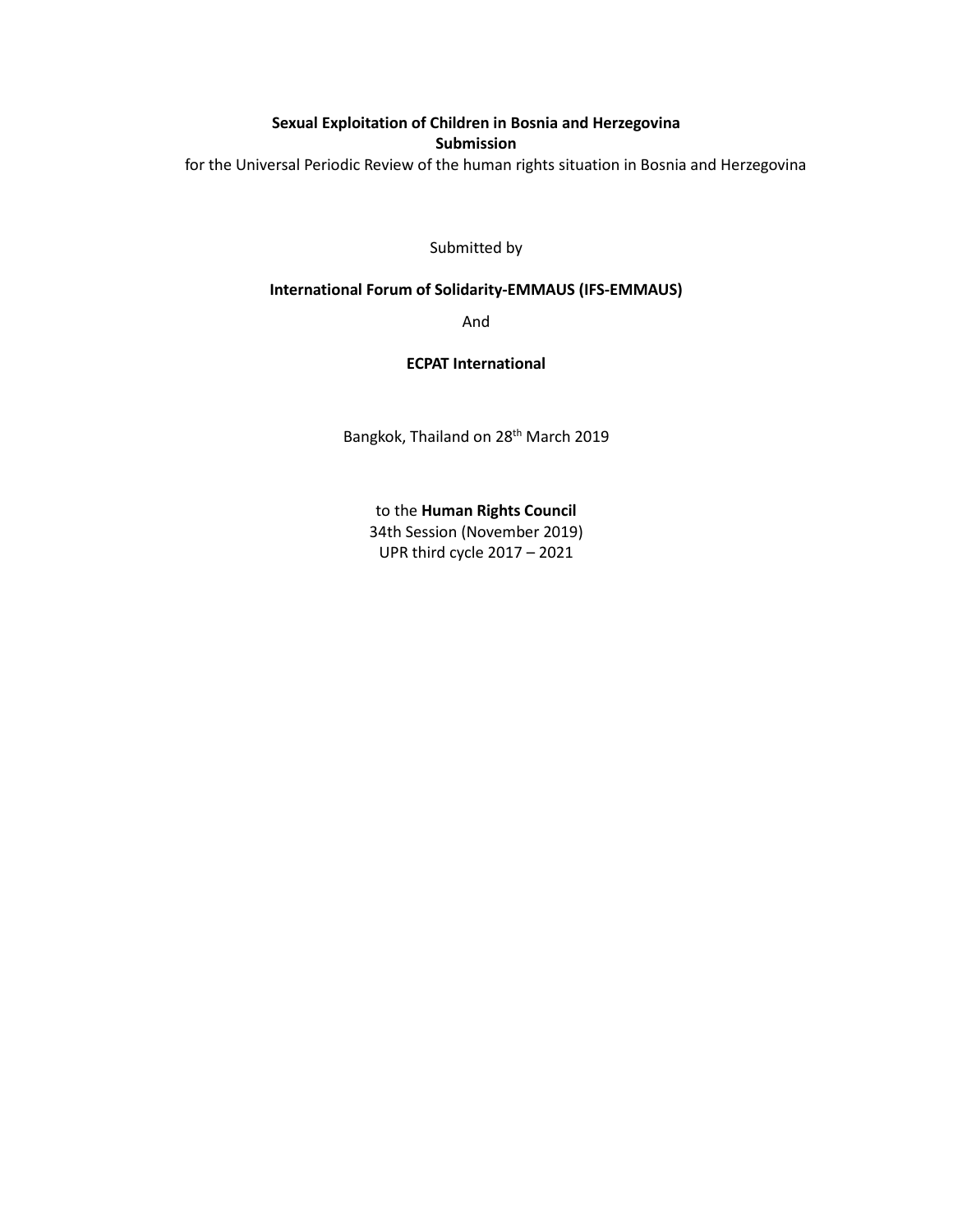**Sexual Exploitation of Children in Bosnia and Herzegovina**

**Submission**

for the Universal Periodic Review of the human rights situation in Bosnia and Herzegovina

Submitted by

**International Forum of Solidarity-EMMAUS (IFS-EMMAUS)**

And

**ECPAT International**

Bangkok, Thailand on 28th March 2019

to the **Human Rights Council**

34th Session (November 2019)

UPR third cycle 2017 – 2021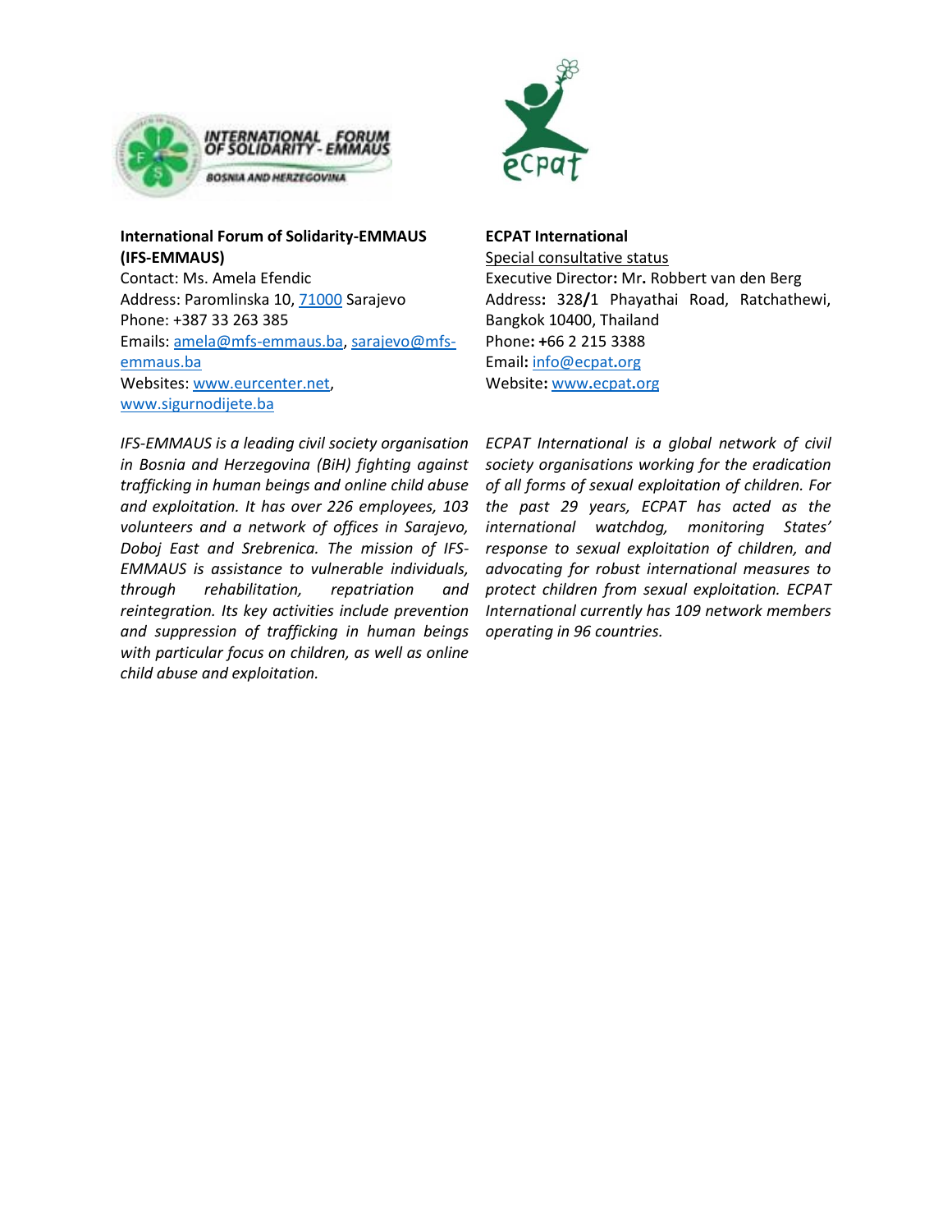**International Forum of Solidarity-EMMAUS (IFS-EMMAUS)**
Contact: Ms. Amela Efendic
Address: Paromlinska 10, 71000 Sarajevo
Phone: +387 33 263 385
Emails: amela@mfs-emmaus.ba, sarajevo@mfs-emmaus.ba
Websites: www.eurcenter.net, www.sigurnodijete.ba

*IFS-EMMAUS is a leading civil society organisation in Bosnia and Herzegovina (BiH) fighting against trafficking in human beings and online child abuse and exploitation. It has over 226 employees, 103 volunteers and a network of offices in Sarajevo, Doboj East and Srebrenica. The mission of IFS-EMMAUS is assistance to vulnerable individuals, through rehabilitation, repatriation and reintegration. Its key activities include prevention and suppression of trafficking in human beings with particular focus on children, as well as online child abuse and exploitation.*

**ECPAT International**
Special consultative status
Executive Director: Mr. Robbert van den Berg
Address: 328/1 Phayathai Road, Ratchathewi, Bangkok 10400, Thailand
Phone: +66 2 215 3388
Email: info@ecpat.org
Website: www.ecpat.org

*ECPAT International is a global network of civil society organisations working for the eradication of all forms of sexual exploitation of children. For the past 29 years, ECPAT has acted as the international watchdog, monitoring States' response to sexual exploitation of children, and advocating for robust international measures to protect children from sexual exploitation. ECPAT International currently has 109 network members operating in 96 countries.*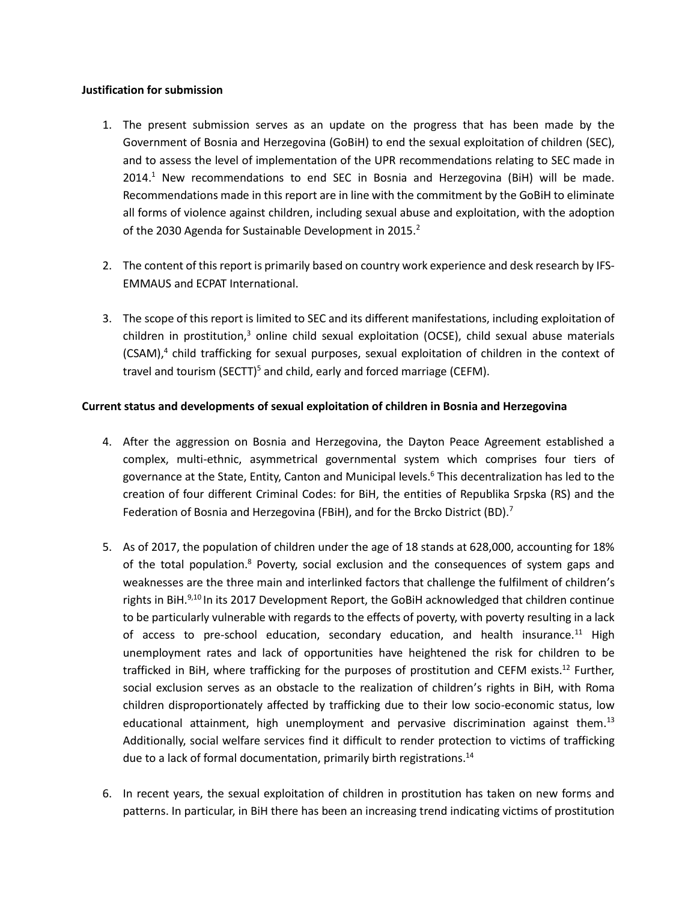**Justification for submission**

1. The present submission serves as an update on the progress that has been made by the Government of Bosnia and Herzegovina (GoBiH) to end the sexual exploitation of children (SEC), and to assess the level of implementation of the UPR recommendations relating to SEC made in 2014.[1] New recommendations to end SEC in Bosnia and Herzegovina (BiH) will be made. Recommendations made in this report are in line with the commitment by the GoBiH to eliminate all forms of violence against children, including sexual abuse and exploitation, with the adoption of the 2030 Agenda for Sustainable Development in 2015.[2]

2. The content of this report is primarily based on country work experience and desk research by IFS-EMMAUS and ECPAT International.

3. The scope of this report is limited to SEC and its different manifestations, including exploitation of children in prostitution,[3] online child sexual exploitation (OCSE), child sexual abuse materials (CSAM),[4] child trafficking for sexual purposes, sexual exploitation of children in the context of travel and tourism (SECTT)[5] and child, early and forced marriage (CEFM).

**Current status and developments of sexual exploitation of children in Bosnia and Herzegovina**

4. After the aggression on Bosnia and Herzegovina, the Dayton Peace Agreement established a complex, multi-ethnic, asymmetrical governmental system which comprises four tiers of governance at the State, Entity, Canton and Municipal levels.[6] This decentralization has led to the creation of four different Criminal Codes: for BiH, the entities of Republika Srpska (RS) and the Federation of Bosnia and Herzegovina (FBiH), and for the Brcko District (BD).[7]

5. As of 2017, the population of children under the age of 18 stands at 628,000, accounting for 18% of the total population.[8] Poverty, social exclusion and the consequences of system gaps and weaknesses are the three main and interlinked factors that challenge the fulfilment of children's rights in BiH.[9,10] In its 2017 Development Report, the GoBiH acknowledged that children continue to be particularly vulnerable with regards to the effects of poverty, with poverty resulting in a lack of access to pre-school education, secondary education, and health insurance.[11] High unemployment rates and lack of opportunities have heightened the risk for children to be trafficked in BiH, where trafficking for the purposes of prostitution and CEFM exists.[12] Further, social exclusion serves as an obstacle to the realization of children's rights in BiH, with Roma children disproportionately affected by trafficking due to their low socio-economic status, low educational attainment, high unemployment and pervasive discrimination against them.[13] Additionally, social welfare services find it difficult to render protection to victims of trafficking due to a lack of formal documentation, primarily birth registrations.[14]

6. In recent years, the sexual exploitation of children in prostitution has taken on new forms and patterns. In particular, in BiH there has been an increasing trend indicating victims of prostitution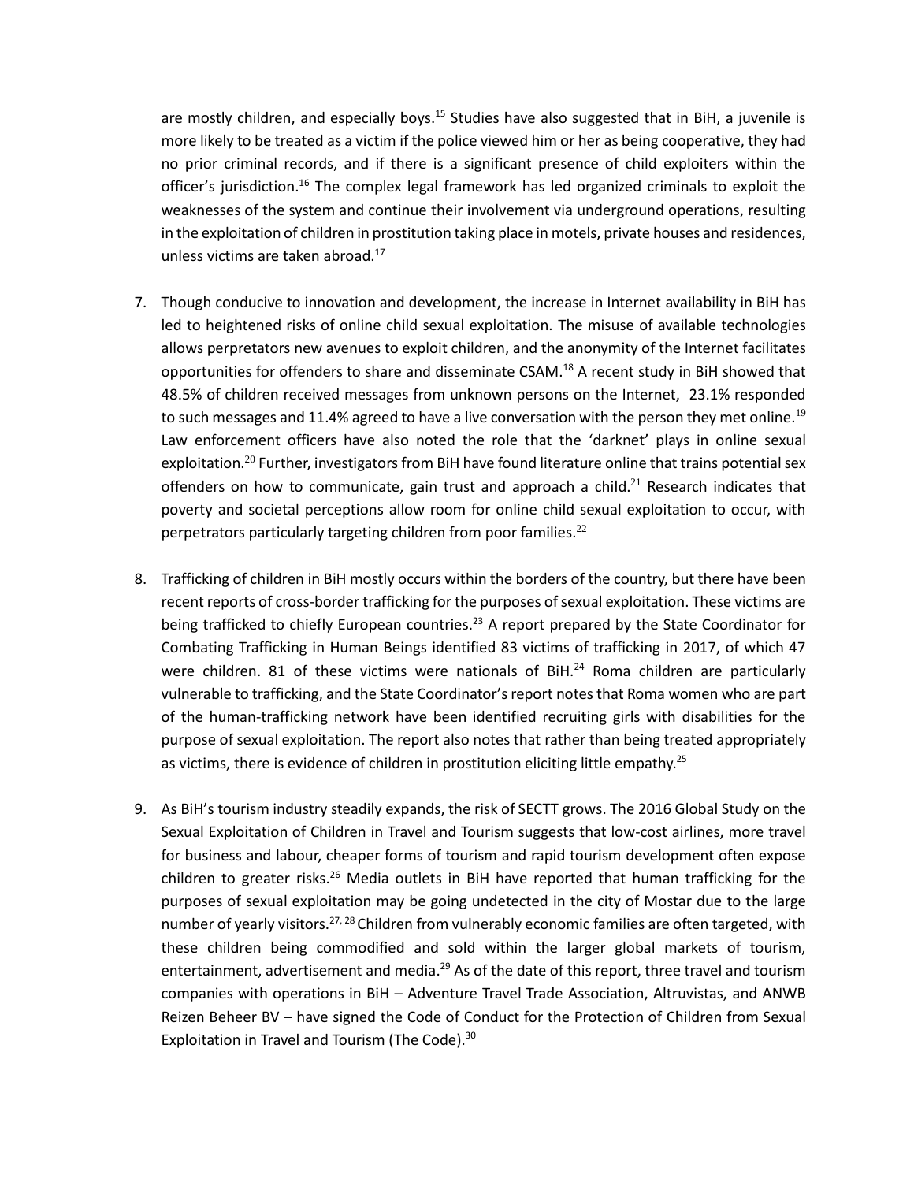are mostly children, and especially boys.[15] Studies have also suggested that in BiH, a juvenile is more likely to be treated as a victim if the police viewed him or her as being cooperative, they had no prior criminal records, and if there is a significant presence of child exploiters within the officer's jurisdiction.[16] The complex legal framework has led organized criminals to exploit the weaknesses of the system and continue their involvement via underground operations, resulting in the exploitation of children in prostitution taking place in motels, private houses and residences, unless victims are taken abroad.[17]

7. Though conducive to innovation and development, the increase in Internet availability in BiH has led to heightened risks of online child sexual exploitation. The misuse of available technologies allows perpetrators new avenues to exploit children, and the anonymity of the Internet facilitates opportunities for offenders to share and disseminate CSAM.[18] A recent study in BiH showed that 48.5% of children received messages from unknown persons on the Internet, 23.1% responded to such messages and 11.4% agreed to have a live conversation with the person they met online.[19] Law enforcement officers have also noted the role that the 'darknet' plays in online sexual exploitation.[20] Further, investigators from BiH have found literature online that trains potential sex offenders on how to communicate, gain trust and approach a child.[21] Research indicates that poverty and societal perceptions allow room for online child sexual exploitation to occur, with perpetrators particularly targeting children from poor families.[22]

8. Trafficking of children in BiH mostly occurs within the borders of the country, but there have been recent reports of cross-border trafficking for the purposes of sexual exploitation. These victims are being trafficked to chiefly European countries.[23] A report prepared by the State Coordinator for Combating Trafficking in Human Beings identified 83 victims of trafficking in 2017, of which 47 were children. 81 of these victims were nationals of BiH.[24] Roma children are particularly vulnerable to trafficking, and the State Coordinator's report notes that Roma women who are part of the human-trafficking network have been identified recruiting girls with disabilities for the purpose of sexual exploitation. The report also notes that rather than being treated appropriately as victims, there is evidence of children in prostitution eliciting little empathy.[25]

9. As BiH's tourism industry steadily expands, the risk of SECTT grows. The 2016 Global Study on the Sexual Exploitation of Children in Travel and Tourism suggests that low-cost airlines, more travel for business and labour, cheaper forms of tourism and rapid tourism development often expose children to greater risks.[26] Media outlets in BiH have reported that human trafficking for the purposes of sexual exploitation may be going undetected in the city of Mostar due to the large number of yearly visitors.[27, 28] Children from vulnerably economic families are often targeted, with these children being commodified and sold within the larger global markets of tourism, entertainment, advertisement and media.[29] As of the date of this report, three travel and tourism companies with operations in BiH – Adventure Travel Trade Association, Altruvistas, and ANWB Reizen Beheer BV – have signed the Code of Conduct for the Protection of Children from Sexual Exploitation in Travel and Tourism (The Code).[30]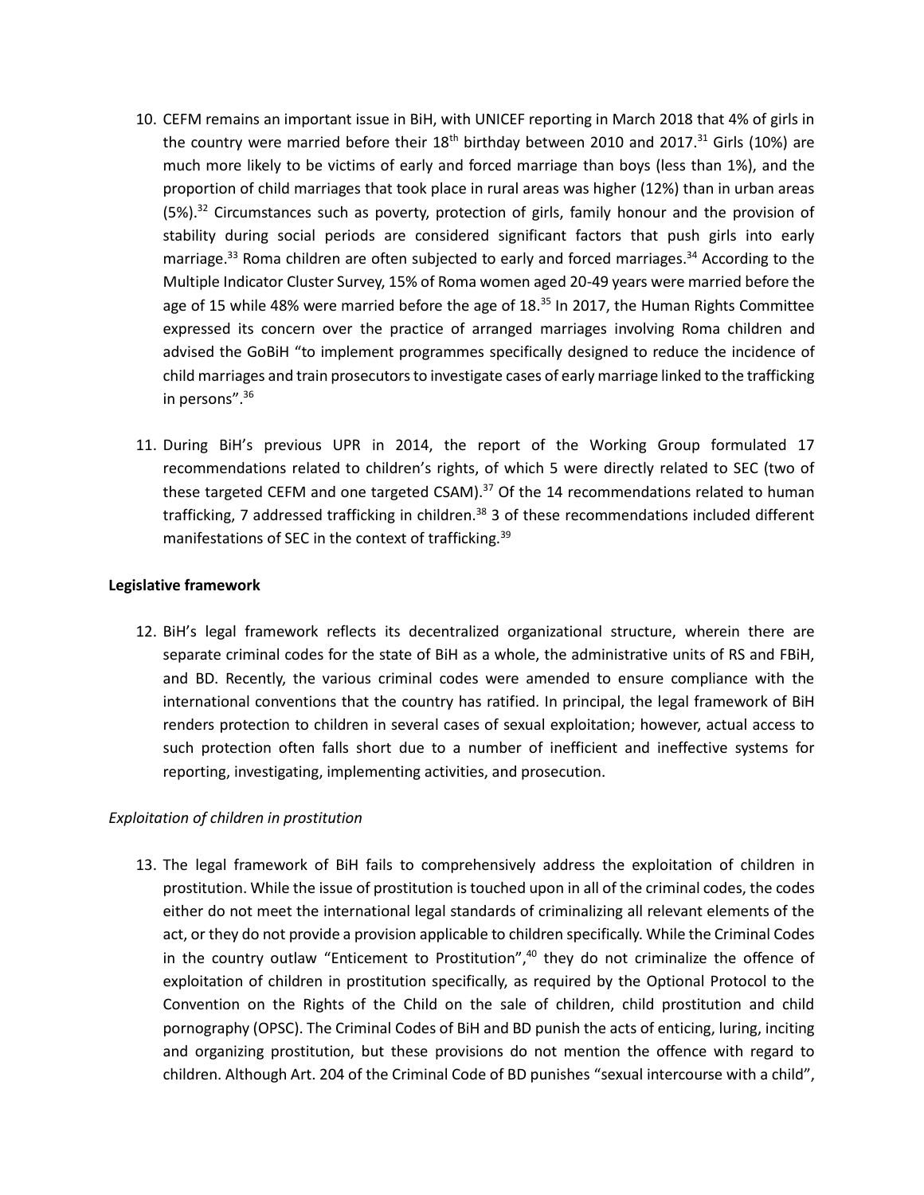10. CEFM remains an important issue in BiH, with UNICEF reporting in March 2018 that 4% of girls in the country were married before their 18th birthday between 2010 and 2017.[31] Girls (10%) are much more likely to be victims of early and forced marriage than boys (less than 1%), and the proportion of child marriages that took place in rural areas was higher (12%) than in urban areas (5%).[32] Circumstances such as poverty, protection of girls, family honour and the provision of stability during social periods are considered significant factors that push girls into early marriage.[33] Roma children are often subjected to early and forced marriages.[34] According to the Multiple Indicator Cluster Survey, 15% of Roma women aged 20-49 years were married before the age of 15 while 48% were married before the age of 18.[35] In 2017, the Human Rights Committee expressed its concern over the practice of arranged marriages involving Roma children and advised the GoBiH "to implement programmes specifically designed to reduce the incidence of child marriages and train prosecutors to investigate cases of early marriage linked to the trafficking in persons".[36]

11. During BiH's previous UPR in 2014, the report of the Working Group formulated 17 recommendations related to children's rights, of which 5 were directly related to SEC (two of these targeted CEFM and one targeted CSAM).[37] Of the 14 recommendations related to human trafficking, 7 addressed trafficking in children.[38] 3 of these recommendations included different manifestations of SEC in the context of trafficking.[39]

**Legislative framework**

12. BiH's legal framework reflects its decentralized organizational structure, wherein there are separate criminal codes for the state of BiH as a whole, the administrative units of RS and FBiH, and BD. Recently, the various criminal codes were amended to ensure compliance with the international conventions that the country has ratified. In principal, the legal framework of BiH renders protection to children in several cases of sexual exploitation; however, actual access to such protection often falls short due to a number of inefficient and ineffective systems for reporting, investigating, implementing activities, and prosecution.

*Exploitation of children in prostitution*

13. The legal framework of BiH fails to comprehensively address the exploitation of children in prostitution. While the issue of prostitution is touched upon in all of the criminal codes, the codes either do not meet the international legal standards of criminalizing all relevant elements of the act, or they do not provide a provision applicable to children specifically. While the Criminal Codes in the country outlaw "Enticement to Prostitution",[40] they do not criminalize the offence of exploitation of children in prostitution specifically, as required by the Optional Protocol to the Convention on the Rights of the Child on the sale of children, child prostitution and child pornography (OPSC). The Criminal Codes of BiH and BD punish the acts of enticing, luring, inciting and organizing prostitution, but these provisions do not mention the offence with regard to children. Although Art. 204 of the Criminal Code of BD punishes "sexual intercourse with a child",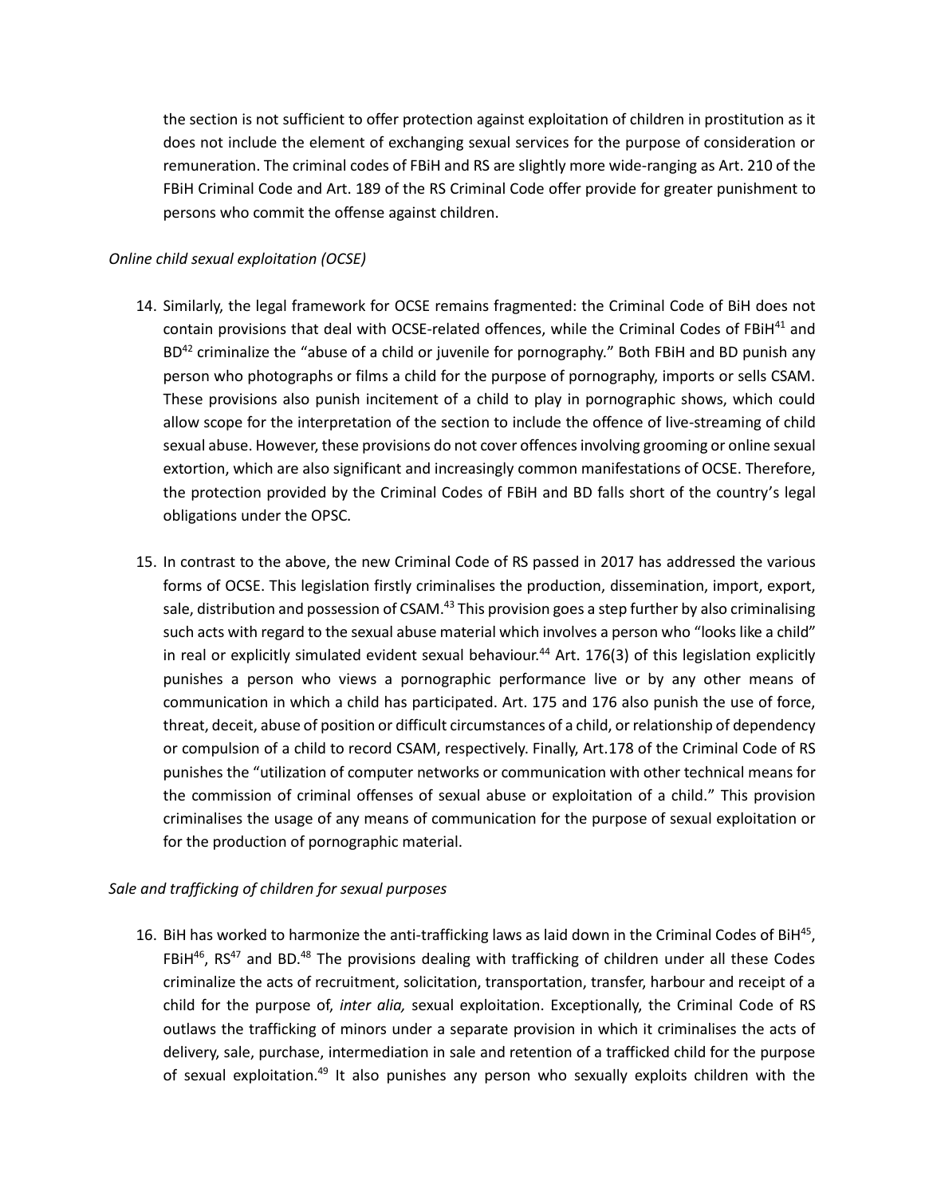the section is not sufficient to offer protection against exploitation of children in prostitution as it does not include the element of exchanging sexual services for the purpose of consideration or remuneration. The criminal codes of FBiH and RS are slightly more wide-ranging as Art. 210 of the FBiH Criminal Code and Art. 189 of the RS Criminal Code offer provide for greater punishment to persons who commit the offense against children.

*Online child sexual exploitation (OCSE)*

14. Similarly, the legal framework for OCSE remains fragmented: the Criminal Code of BiH does not contain provisions that deal with OCSE-related offences, while the Criminal Codes of FBiH[41] and BD[42] criminalize the "abuse of a child or juvenile for pornography." Both FBiH and BD punish any person who photographs or films a child for the purpose of pornography, imports or sells CSAM. These provisions also punish incitement of a child to play in pornographic shows, which could allow scope for the interpretation of the section to include the offence of live-streaming of child sexual abuse. However, these provisions do not cover offences involving grooming or online sexual extortion, which are also significant and increasingly common manifestations of OCSE. Therefore, the protection provided by the Criminal Codes of FBiH and BD falls short of the country's legal obligations under the OPSC.

15. In contrast to the above, the new Criminal Code of RS passed in 2017 has addressed the various forms of OCSE. This legislation firstly criminalises the production, dissemination, import, export, sale, distribution and possession of CSAM.[43] This provision goes a step further by also criminalising such acts with regard to the sexual abuse material which involves a person who "looks like a child" in real or explicitly simulated evident sexual behaviour.[44] Art. 176(3) of this legislation explicitly punishes a person who views a pornographic performance live or by any other means of communication in which a child has participated. Art. 175 and 176 also punish the use of force, threat, deceit, abuse of position or difficult circumstances of a child, or relationship of dependency or compulsion of a child to record CSAM, respectively. Finally, Art.178 of the Criminal Code of RS punishes the "utilization of computer networks or communication with other technical means for the commission of criminal offenses of sexual abuse or exploitation of a child." This provision criminalises the usage of any means of communication for the purpose of sexual exploitation or for the production of pornographic material.

*Sale and trafficking of children for sexual purposes*

16. BiH has worked to harmonize the anti-trafficking laws as laid down in the Criminal Codes of BiH[45], FBiH[46], RS[47] and BD.[48] The provisions dealing with trafficking of children under all these Codes criminalize the acts of recruitment, solicitation, transportation, transfer, harbour and receipt of a child for the purpose of, *inter alia,* sexual exploitation. Exceptionally, the Criminal Code of RS outlaws the trafficking of minors under a separate provision in which it criminalises the acts of delivery, sale, purchase, intermediation in sale and retention of a trafficked child for the purpose of sexual exploitation.[49] It also punishes any person who sexually exploits children with the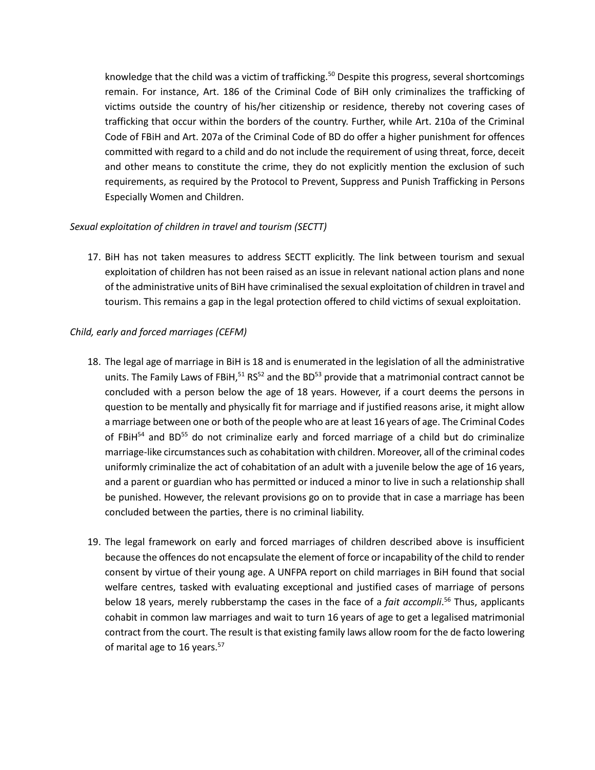knowledge that the child was a victim of trafficking.[50] Despite this progress, several shortcomings remain. For instance, Art. 186 of the Criminal Code of BiH only criminalizes the trafficking of victims outside the country of his/her citizenship or residence, thereby not covering cases of trafficking that occur within the borders of the country. Further, while Art. 210a of the Criminal Code of FBiH and Art. 207a of the Criminal Code of BD do offer a higher punishment for offences committed with regard to a child and do not include the requirement of using threat, force, deceit and other means to constitute the crime, they do not explicitly mention the exclusion of such requirements, as required by the Protocol to Prevent, Suppress and Punish Trafficking in Persons Especially Women and Children.

*Sexual exploitation of children in travel and tourism (SECTT)*

17. BiH has not taken measures to address SECTT explicitly. The link between tourism and sexual exploitation of children has not been raised as an issue in relevant national action plans and none of the administrative units of BiH have criminalised the sexual exploitation of children in travel and tourism. This remains a gap in the legal protection offered to child victims of sexual exploitation.

*Child, early and forced marriages (CEFM)*

18. The legal age of marriage in BiH is 18 and is enumerated in the legislation of all the administrative units. The Family Laws of FBiH,[51] RS[52] and the BD[53] provide that a matrimonial contract cannot be concluded with a person below the age of 18 years. However, if a court deems the persons in question to be mentally and physically fit for marriage and if justified reasons arise, it might allow a marriage between one or both of the people who are at least 16 years of age. The Criminal Codes of FBiH[54] and BD[55] do not criminalize early and forced marriage of a child but do criminalize marriage-like circumstances such as cohabitation with children. Moreover, all of the criminal codes uniformly criminalize the act of cohabitation of an adult with a juvenile below the age of 16 years, and a parent or guardian who has permitted or induced a minor to live in such a relationship shall be punished. However, the relevant provisions go on to provide that in case a marriage has been concluded between the parties, there is no criminal liability.

19. The legal framework on early and forced marriages of children described above is insufficient because the offences do not encapsulate the element of force or incapability of the child to render consent by virtue of their young age. A UNFPA report on child marriages in BiH found that social welfare centres, tasked with evaluating exceptional and justified cases of marriage of persons below 18 years, merely rubberstamp the cases in the face of a *fait accompli*.[56] Thus, applicants cohabit in common law marriages and wait to turn 16 years of age to get a legalised matrimonial contract from the court. The result is that existing family laws allow room for the de facto lowering of marital age to 16 years.[57]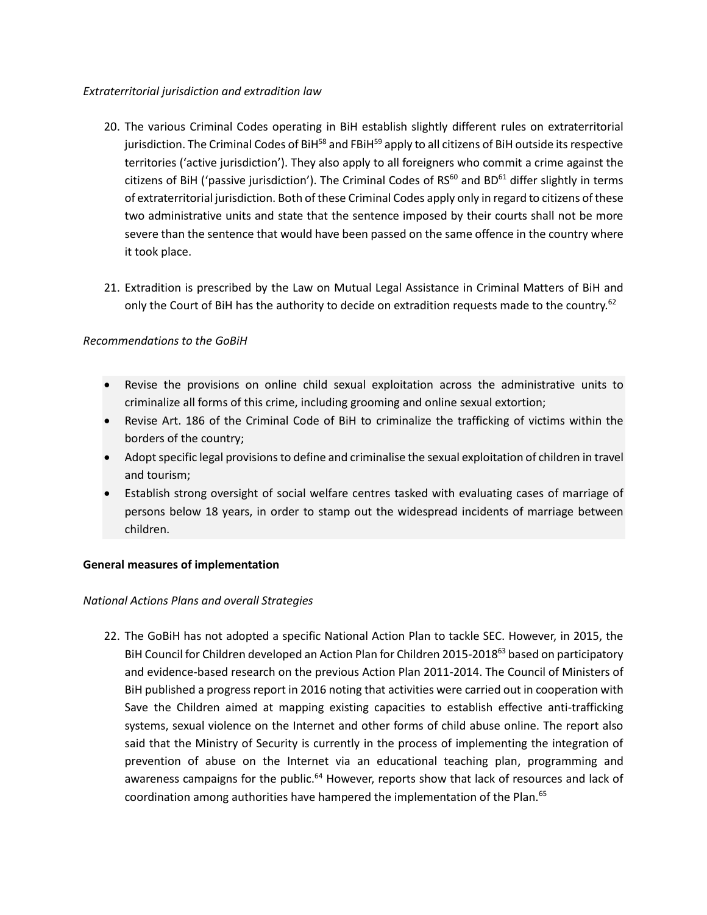*Extraterritorial jurisdiction and extradition law*

20. The various Criminal Codes operating in BiH establish slightly different rules on extraterritorial jurisdiction. The Criminal Codes of BiH[58] and FBiH[59] apply to all citizens of BiH outside its respective territories ('active jurisdiction'). They also apply to all foreigners who commit a crime against the citizens of BiH ('passive jurisdiction'). The Criminal Codes of RS[60] and BD[61] differ slightly in terms of extraterritorial jurisdiction. Both of these Criminal Codes apply only in regard to citizens of these two administrative units and state that the sentence imposed by their courts shall not be more severe than the sentence that would have been passed on the same offence in the country where it took place.

21. Extradition is prescribed by the Law on Mutual Legal Assistance in Criminal Matters of BiH and only the Court of BiH has the authority to decide on extradition requests made to the country.[62]

*Recommendations to the GoBiH*

- Revise the provisions on online child sexual exploitation across the administrative units to criminalize all forms of this crime, including grooming and online sexual extortion;
- Revise Art. 186 of the Criminal Code of BiH to criminalize the trafficking of victims within the borders of the country;
- Adopt specific legal provisions to define and criminalise the sexual exploitation of children in travel and tourism;
- Establish strong oversight of social welfare centres tasked with evaluating cases of marriage of persons below 18 years, in order to stamp out the widespread incidents of marriage between children.

**General measures of implementation**

*National Actions Plans and overall Strategies*

22. The GoBiH has not adopted a specific National Action Plan to tackle SEC. However, in 2015, the BiH Council for Children developed an Action Plan for Children 2015-2018[63] based on participatory and evidence-based research on the previous Action Plan 2011-2014. The Council of Ministers of BiH published a progress report in 2016 noting that activities were carried out in cooperation with Save the Children aimed at mapping existing capacities to establish effective anti-trafficking systems, sexual violence on the Internet and other forms of child abuse online. The report also said that the Ministry of Security is currently in the process of implementing the integration of prevention of abuse on the Internet via an educational teaching plan, programming and awareness campaigns for the public.[64] However, reports show that lack of resources and lack of coordination among authorities have hampered the implementation of the Plan.[65]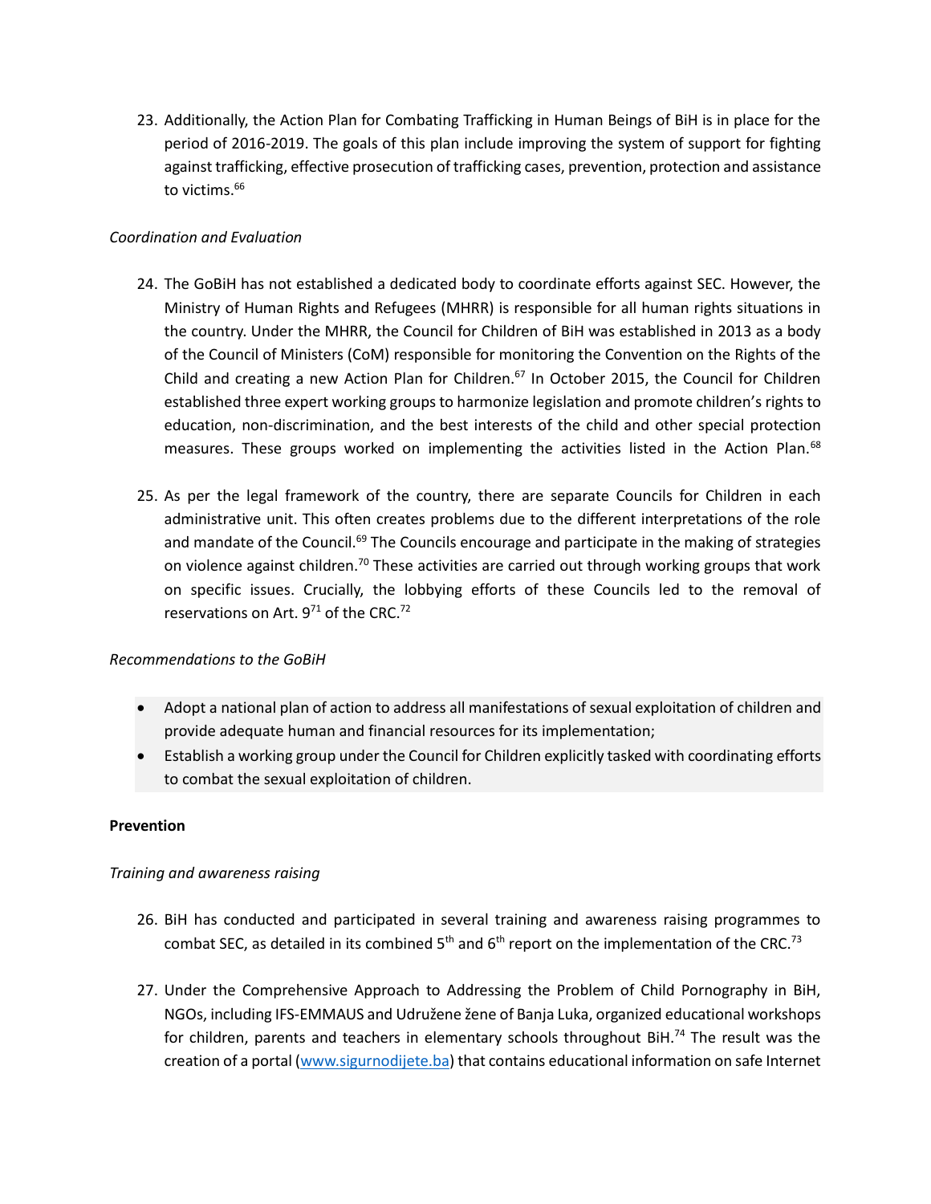23. Additionally, the Action Plan for Combating Trafficking in Human Beings of BiH is in place for the period of 2016-2019. The goals of this plan include improving the system of support for fighting against trafficking, effective prosecution of trafficking cases, prevention, protection and assistance to victims.[66]

*Coordination and Evaluation*

24. The GoBiH has not established a dedicated body to coordinate efforts against SEC. However, the Ministry of Human Rights and Refugees (MHRR) is responsible for all human rights situations in the country. Under the MHRR, the Council for Children of BiH was established in 2013 as a body of the Council of Ministers (CoM) responsible for monitoring the Convention on the Rights of the Child and creating a new Action Plan for Children.[67] In October 2015, the Council for Children established three expert working groups to harmonize legislation and promote children's rights to education, non-discrimination, and the best interests of the child and other special protection measures. These groups worked on implementing the activities listed in the Action Plan.[68]

25. As per the legal framework of the country, there are separate Councils for Children in each administrative unit. This often creates problems due to the different interpretations of the role and mandate of the Council.[69] The Councils encourage and participate in the making of strategies on violence against children.[70] These activities are carried out through working groups that work on specific issues. Crucially, the lobbying efforts of these Councils led to the removal of reservations on Art. 9[71] of the CRC.[72]

*Recommendations to the GoBiH*

- Adopt a national plan of action to address all manifestations of sexual exploitation of children and provide adequate human and financial resources for its implementation;
- Establish a working group under the Council for Children explicitly tasked with coordinating efforts to combat the sexual exploitation of children.

**Prevention**

*Training and awareness raising*

26. BiH has conducted and participated in several training and awareness raising programmes to combat SEC, as detailed in its combined 5th and 6th report on the implementation of the CRC.[73]

27. Under the Comprehensive Approach to Addressing the Problem of Child Pornography in BiH, NGOs, including IFS-EMMAUS and Udružene žene of Banja Luka, organized educational workshops for children, parents and teachers in elementary schools throughout BiH.[74] The result was the creation of a portal (www.sigurnodijete.ba) that contains educational information on safe Internet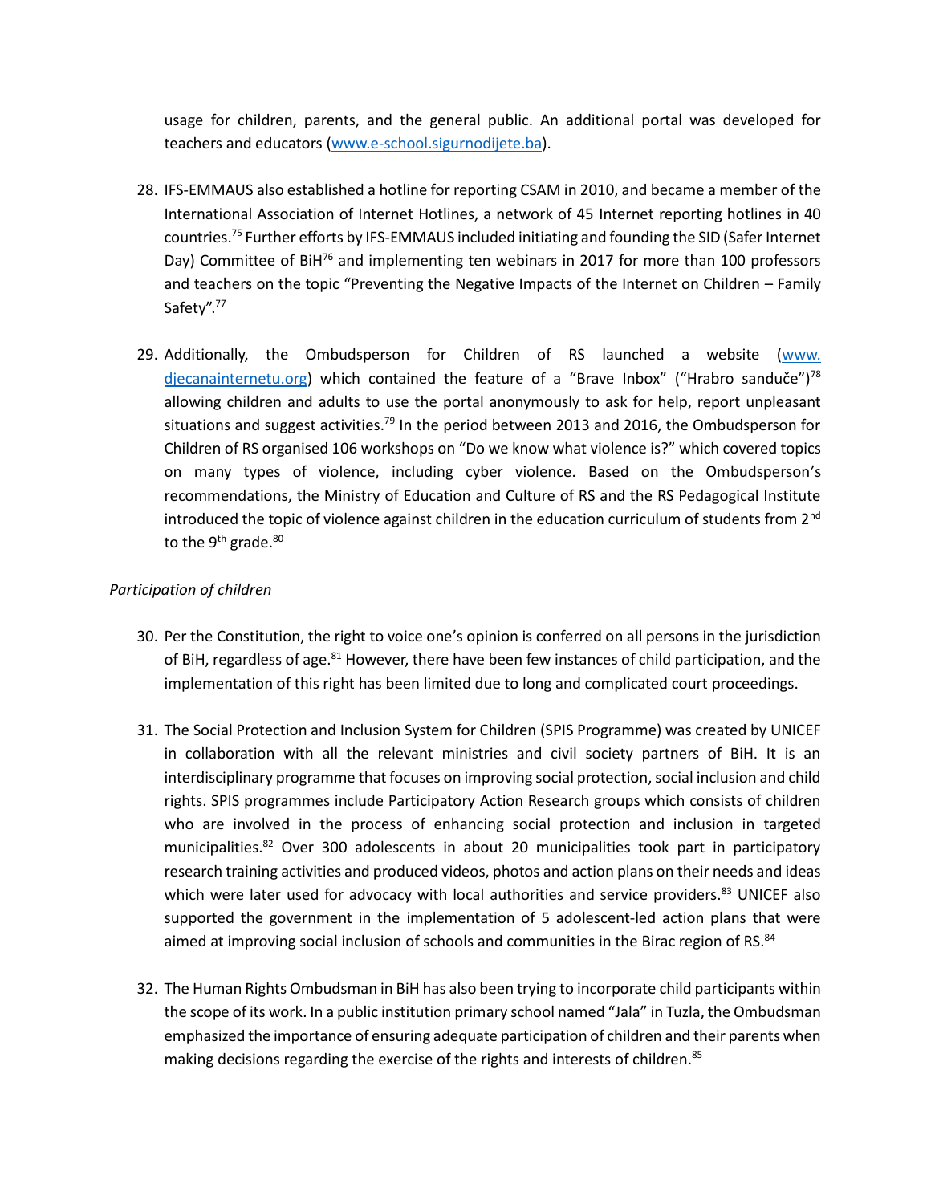usage for children, parents, and the general public. An additional portal was developed for teachers and educators (www.e-school.sigurnodijete.ba).

28. IFS-EMMAUS also established a hotline for reporting CSAM in 2010, and became a member of the International Association of Internet Hotlines, a network of 45 Internet reporting hotlines in 40 countries.[75] Further efforts by IFS-EMMAUS included initiating and founding the SID (Safer Internet Day) Committee of BiH[76] and implementing ten webinars in 2017 for more than 100 professors and teachers on the topic "Preventing the Negative Impacts of the Internet on Children – Family Safety".[77]

29. Additionally, the Ombudsperson for Children of RS launched a website (www.djecanainternetu.org) which contained the feature of a "Brave Inbox" ("Hrabro sanduče")[78] allowing children and adults to use the portal anonymously to ask for help, report unpleasant situations and suggest activities.[79] In the period between 2013 and 2016, the Ombudsperson for Children of RS organised 106 workshops on "Do we know what violence is?" which covered topics on many types of violence, including cyber violence. Based on the Ombudsperson's recommendations, the Ministry of Education and Culture of RS and the RS Pedagogical Institute introduced the topic of violence against children in the education curriculum of students from 2nd to the 9th grade.[80]

*Participation of children*

30. Per the Constitution, the right to voice one's opinion is conferred on all persons in the jurisdiction of BiH, regardless of age.[81] However, there have been few instances of child participation, and the implementation of this right has been limited due to long and complicated court proceedings.

31. The Social Protection and Inclusion System for Children (SPIS Programme) was created by UNICEF in collaboration with all the relevant ministries and civil society partners of BiH. It is an interdisciplinary programme that focuses on improving social protection, social inclusion and child rights. SPIS programmes include Participatory Action Research groups which consists of children who are involved in the process of enhancing social protection and inclusion in targeted municipalities.[82] Over 300 adolescents in about 20 municipalities took part in participatory research training activities and produced videos, photos and action plans on their needs and ideas which were later used for advocacy with local authorities and service providers.[83] UNICEF also supported the government in the implementation of 5 adolescent-led action plans that were aimed at improving social inclusion of schools and communities in the Birac region of RS.[84]

32. The Human Rights Ombudsman in BiH has also been trying to incorporate child participants within the scope of its work. In a public institution primary school named "Jala" in Tuzla, the Ombudsman emphasized the importance of ensuring adequate participation of children and their parents when making decisions regarding the exercise of the rights and interests of children.[85]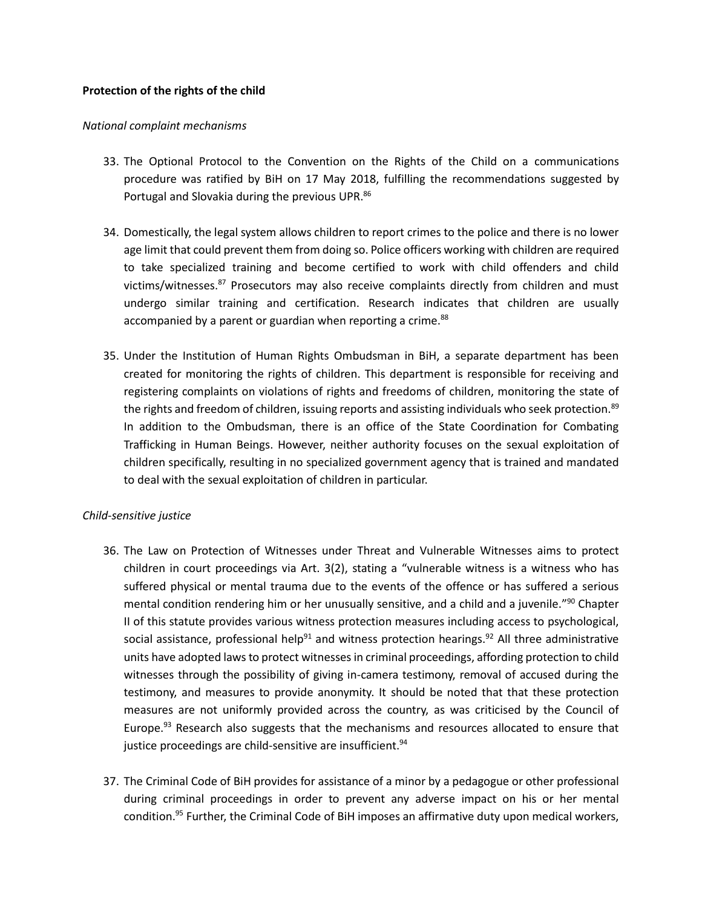**Protection of the rights of the child**

*National complaint mechanisms*

33. The Optional Protocol to the Convention on the Rights of the Child on a communications procedure was ratified by BiH on 17 May 2018, fulfilling the recommendations suggested by Portugal and Slovakia during the previous UPR.[86]

34. Domestically, the legal system allows children to report crimes to the police and there is no lower age limit that could prevent them from doing so. Police officers working with children are required to take specialized training and become certified to work with child offenders and child victims/witnesses.[87] Prosecutors may also receive complaints directly from children and must undergo similar training and certification. Research indicates that children are usually accompanied by a parent or guardian when reporting a crime.[88]

35. Under the Institution of Human Rights Ombudsman in BiH, a separate department has been created for monitoring the rights of children. This department is responsible for receiving and registering complaints on violations of rights and freedoms of children, monitoring the state of the rights and freedom of children, issuing reports and assisting individuals who seek protection.[89] In addition to the Ombudsman, there is an office of the State Coordination for Combating Trafficking in Human Beings. However, neither authority focuses on the sexual exploitation of children specifically, resulting in no specialized government agency that is trained and mandated to deal with the sexual exploitation of children in particular.

*Child-sensitive justice*

36. The Law on Protection of Witnesses under Threat and Vulnerable Witnesses aims to protect children in court proceedings via Art. 3(2), stating a "vulnerable witness is a witness who has suffered physical or mental trauma due to the events of the offence or has suffered a serious mental condition rendering him or her unusually sensitive, and a child and a juvenile."[90] Chapter II of this statute provides various witness protection measures including access to psychological, social assistance, professional help[91] and witness protection hearings.[92] All three administrative units have adopted laws to protect witnesses in criminal proceedings, affording protection to child witnesses through the possibility of giving in-camera testimony, removal of accused during the testimony, and measures to provide anonymity. It should be noted that that these protection measures are not uniformly provided across the country, as was criticised by the Council of Europe.[93] Research also suggests that the mechanisms and resources allocated to ensure that justice proceedings are child-sensitive are insufficient.[94]

37. The Criminal Code of BiH provides for assistance of a minor by a pedagogue or other professional during criminal proceedings in order to prevent any adverse impact on his or her mental condition.[95] Further, the Criminal Code of BiH imposes an affirmative duty upon medical workers,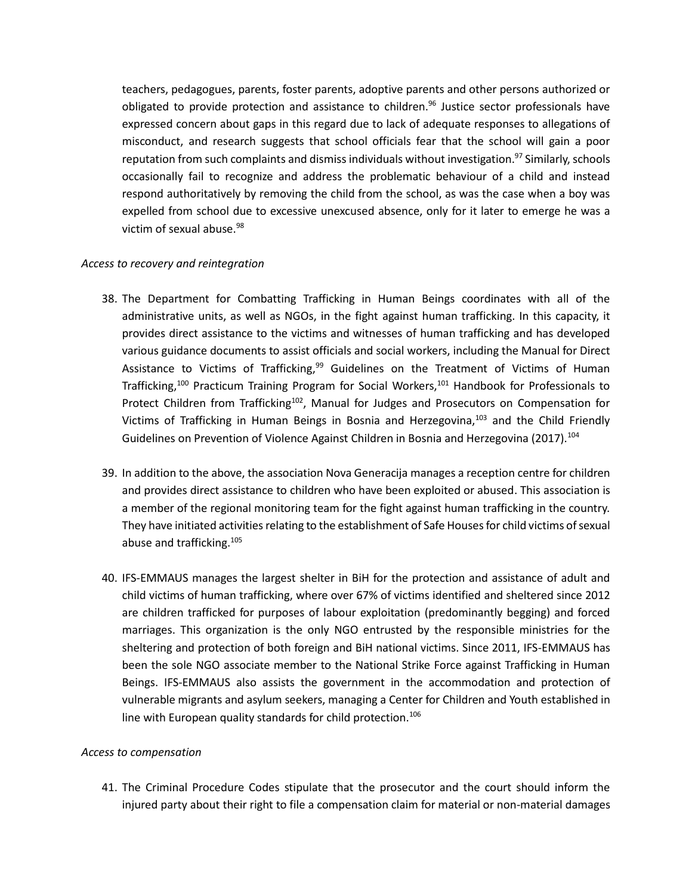teachers, pedagogues, parents, foster parents, adoptive parents and other persons authorized or obligated to provide protection and assistance to children.[96] Justice sector professionals have expressed concern about gaps in this regard due to lack of adequate responses to allegations of misconduct, and research suggests that school officials fear that the school will gain a poor reputation from such complaints and dismiss individuals without investigation.[97] Similarly, schools occasionally fail to recognize and address the problematic behaviour of a child and instead respond authoritatively by removing the child from the school, as was the case when a boy was expelled from school due to excessive unexcused absence, only for it later to emerge he was a victim of sexual abuse.[98]

*Access to recovery and reintegration*

38. The Department for Combatting Trafficking in Human Beings coordinates with all of the administrative units, as well as NGOs, in the fight against human trafficking. In this capacity, it provides direct assistance to the victims and witnesses of human trafficking and has developed various guidance documents to assist officials and social workers, including the Manual for Direct Assistance to Victims of Trafficking,[99] Guidelines on the Treatment of Victims of Human Trafficking,[100] Practicum Training Program for Social Workers,[101] Handbook for Professionals to Protect Children from Trafficking[102], Manual for Judges and Prosecutors on Compensation for Victims of Trafficking in Human Beings in Bosnia and Herzegovina,[103] and the Child Friendly Guidelines on Prevention of Violence Against Children in Bosnia and Herzegovina (2017).[104]

39. In addition to the above, the association Nova Generacija manages a reception centre for children and provides direct assistance to children who have been exploited or abused. This association is a member of the regional monitoring team for the fight against human trafficking in the country. They have initiated activities relating to the establishment of Safe Houses for child victims of sexual abuse and trafficking.[105]

40. IFS-EMMAUS manages the largest shelter in BiH for the protection and assistance of adult and child victims of human trafficking, where over 67% of victims identified and sheltered since 2012 are children trafficked for purposes of labour exploitation (predominantly begging) and forced marriages. This organization is the only NGO entrusted by the responsible ministries for the sheltering and protection of both foreign and BiH national victims. Since 2011, IFS-EMMAUS has been the sole NGO associate member to the National Strike Force against Trafficking in Human Beings. IFS-EMMAUS also assists the government in the accommodation and protection of vulnerable migrants and asylum seekers, managing a Center for Children and Youth established in line with European quality standards for child protection.[106]

*Access to compensation*

41. The Criminal Procedure Codes stipulate that the prosecutor and the court should inform the injured party about their right to file a compensation claim for material or non-material damages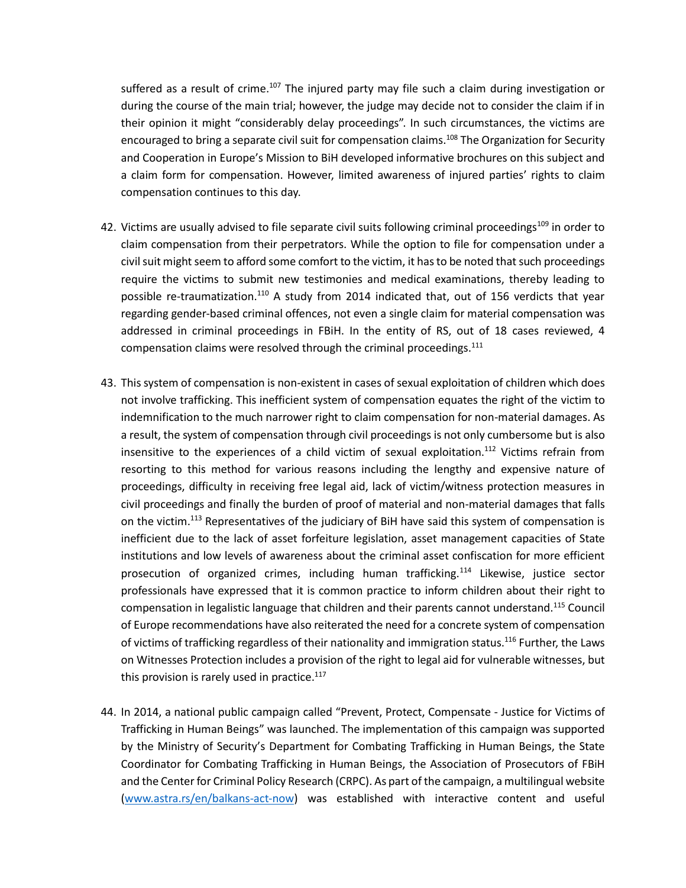suffered as a result of crime.[107] The injured party may file such a claim during investigation or during the course of the main trial; however, the judge may decide not to consider the claim if in their opinion it might "considerably delay proceedings". In such circumstances, the victims are encouraged to bring a separate civil suit for compensation claims.[108] The Organization for Security and Cooperation in Europe's Mission to BiH developed informative brochures on this subject and a claim form for compensation. However, limited awareness of injured parties' rights to claim compensation continues to this day.

42. Victims are usually advised to file separate civil suits following criminal proceedings[109] in order to claim compensation from their perpetrators. While the option to file for compensation under a civil suit might seem to afford some comfort to the victim, it has to be noted that such proceedings require the victims to submit new testimonies and medical examinations, thereby leading to possible re-traumatization.[110] A study from 2014 indicated that, out of 156 verdicts that year regarding gender-based criminal offences, not even a single claim for material compensation was addressed in criminal proceedings in FBiH. In the entity of RS, out of 18 cases reviewed, 4 compensation claims were resolved through the criminal proceedings.[111]

43. This system of compensation is non-existent in cases of sexual exploitation of children which does not involve trafficking. This inefficient system of compensation equates the right of the victim to indemnification to the much narrower right to claim compensation for non-material damages. As a result, the system of compensation through civil proceedings is not only cumbersome but is also insensitive to the experiences of a child victim of sexual exploitation.[112] Victims refrain from resorting to this method for various reasons including the lengthy and expensive nature of proceedings, difficulty in receiving free legal aid, lack of victim/witness protection measures in civil proceedings and finally the burden of proof of material and non-material damages that falls on the victim.[113] Representatives of the judiciary of BiH have said this system of compensation is inefficient due to the lack of asset forfeiture legislation, asset management capacities of State institutions and low levels of awareness about the criminal asset confiscation for more efficient prosecution of organized crimes, including human trafficking.[114] Likewise, justice sector professionals have expressed that it is common practice to inform children about their right to compensation in legalistic language that children and their parents cannot understand.[115] Council of Europe recommendations have also reiterated the need for a concrete system of compensation of victims of trafficking regardless of their nationality and immigration status.[116] Further, the Laws on Witnesses Protection includes a provision of the right to legal aid for vulnerable witnesses, but this provision is rarely used in practice.[117]

44. In 2014, a national public campaign called "Prevent, Protect, Compensate - Justice for Victims of Trafficking in Human Beings" was launched. The implementation of this campaign was supported by the Ministry of Security's Department for Combating Trafficking in Human Beings, the State Coordinator for Combating Trafficking in Human Beings, the Association of Prosecutors of FBiH and the Center for Criminal Policy Research (CRPC). As part of the campaign, a multilingual website (www.astra.rs/en/balkans-act-now) was established with interactive content and useful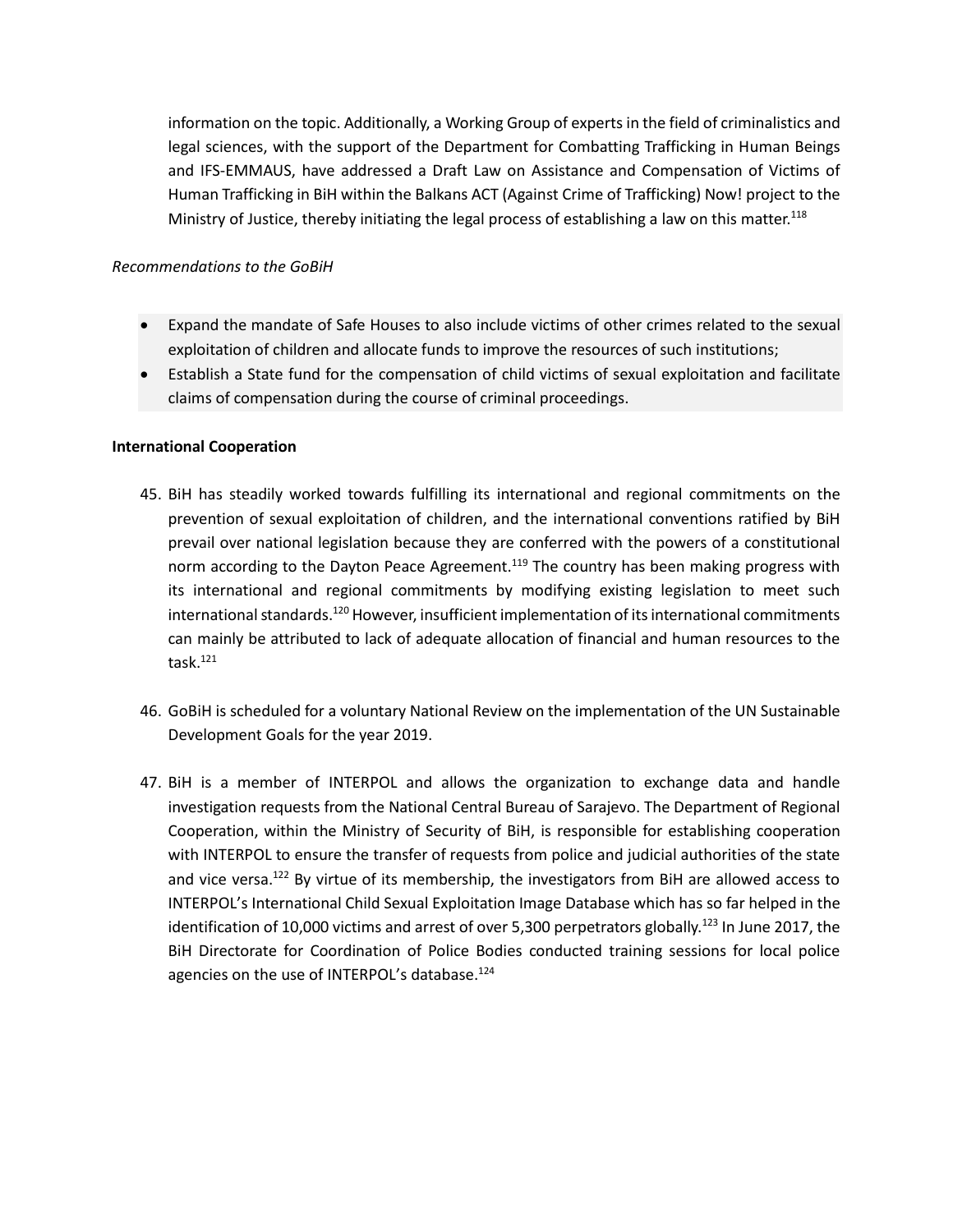information on the topic. Additionally, a Working Group of experts in the field of criminalistics and legal sciences, with the support of the Department for Combatting Trafficking in Human Beings and IFS-EMMAUS, have addressed a Draft Law on Assistance and Compensation of Victims of Human Trafficking in BiH within the Balkans ACT (Against Crime of Trafficking) Now! project to the Ministry of Justice, thereby initiating the legal process of establishing a law on this matter.[118]

*Recommendations to the GoBiH*

- Expand the mandate of Safe Houses to also include victims of other crimes related to the sexual exploitation of children and allocate funds to improve the resources of such institutions;
- Establish a State fund for the compensation of child victims of sexual exploitation and facilitate claims of compensation during the course of criminal proceedings.

**International Cooperation**

45. BiH has steadily worked towards fulfilling its international and regional commitments on the prevention of sexual exploitation of children, and the international conventions ratified by BiH prevail over national legislation because they are conferred with the powers of a constitutional norm according to the Dayton Peace Agreement.[119] The country has been making progress with its international and regional commitments by modifying existing legislation to meet such international standards.[120] However, insufficient implementation of its international commitments can mainly be attributed to lack of adequate allocation of financial and human resources to the task.[121]

46. GoBiH is scheduled for a voluntary National Review on the implementation of the UN Sustainable Development Goals for the year 2019.

47. BiH is a member of INTERPOL and allows the organization to exchange data and handle investigation requests from the National Central Bureau of Sarajevo. The Department of Regional Cooperation, within the Ministry of Security of BiH, is responsible for establishing cooperation with INTERPOL to ensure the transfer of requests from police and judicial authorities of the state and vice versa.[122] By virtue of its membership, the investigators from BiH are allowed access to INTERPOL's International Child Sexual Exploitation Image Database which has so far helped in the identification of 10,000 victims and arrest of over 5,300 perpetrators globally.[123] In June 2017, the BiH Directorate for Coordination of Police Bodies conducted training sessions for local police agencies on the use of INTERPOL's database.[124]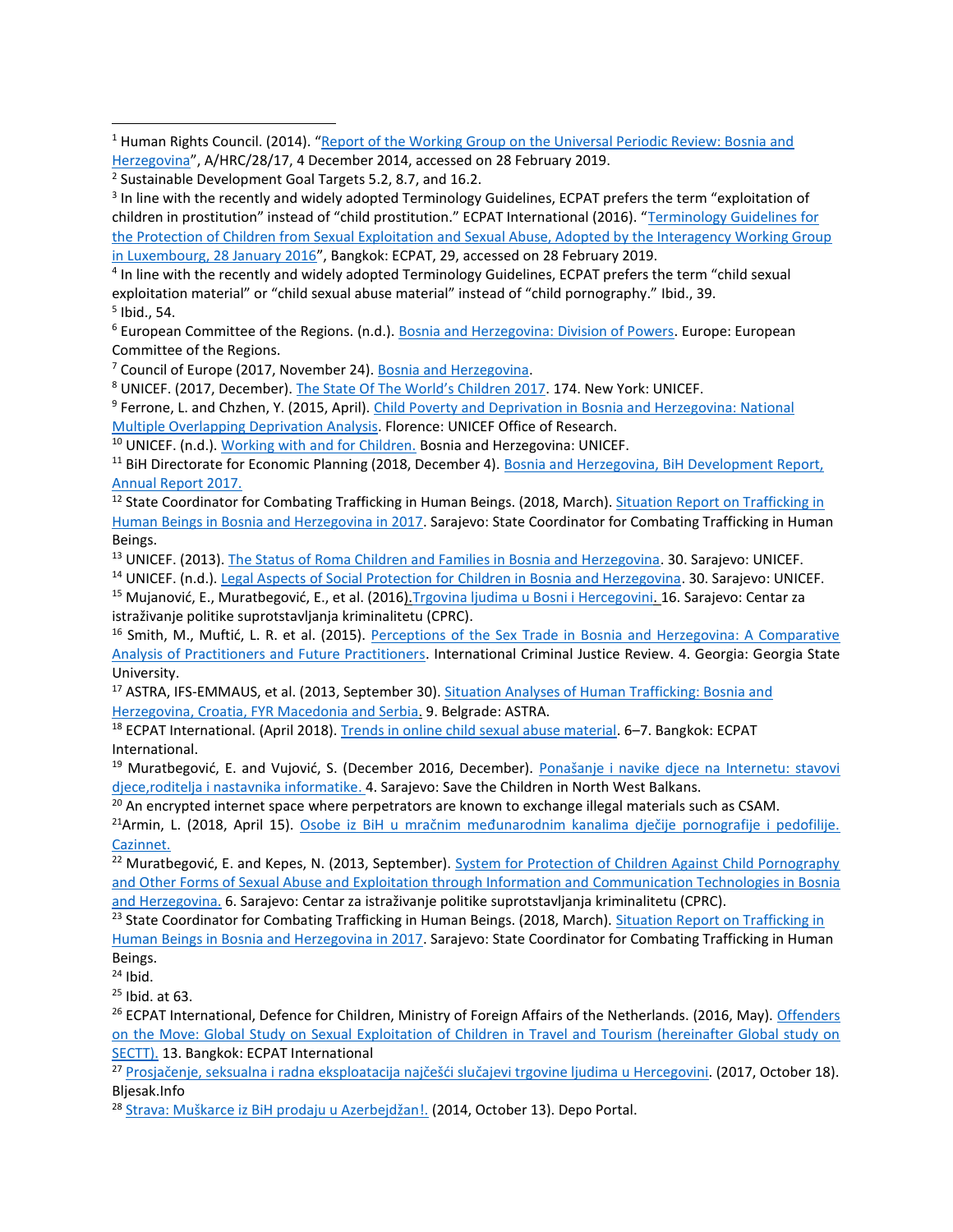[1] Human Rights Council. (2014). "Report of the Working Group on the Universal Periodic Review: Bosnia and Herzegovina", A/HRC/28/17, 4 December 2014, accessed on 28 February 2019.

[2] Sustainable Development Goal Targets 5.2, 8.7, and 16.2.

[3] In line with the recently and widely adopted Terminology Guidelines, ECPAT prefers the term "exploitation of children in prostitution" instead of "child prostitution." ECPAT International (2016). "Terminology Guidelines for the Protection of Children from Sexual Exploitation and Sexual Abuse, Adopted by the Interagency Working Group in Luxembourg, 28 January 2016", Bangkok: ECPAT, 29, accessed on 28 February 2019.

[4] In line with the recently and widely adopted Terminology Guidelines, ECPAT prefers the term "child sexual exploitation material" or "child sexual abuse material" instead of "child pornography." Ibid., 39.

[5] Ibid., 54.

[6] European Committee of the Regions. (n.d.). Bosnia and Herzegovina: Division of Powers. Europe: European Committee of the Regions.

[7] Council of Europe (2017, November 24). Bosnia and Herzegovina.

[8] UNICEF. (2017, December). The State Of The World's Children 2017. 174. New York: UNICEF.

[9] Ferrone, L. and Chzhen, Y. (2015, April). Child Poverty and Deprivation in Bosnia and Herzegovina: National Multiple Overlapping Deprivation Analysis. Florence: UNICEF Office of Research.

[10] UNICEF. (n.d.). Working with and for Children. Bosnia and Herzegovina: UNICEF.

[11] BiH Directorate for Economic Planning (2018, December 4). Bosnia and Herzegovina, BiH Development Report, Annual Report 2017.

[12] State Coordinator for Combating Trafficking in Human Beings. (2018, March). Situation Report on Trafficking in Human Beings in Bosnia and Herzegovina in 2017. Sarajevo: State Coordinator for Combating Trafficking in Human Beings.

[13] UNICEF. (2013). The Status of Roma Children and Families in Bosnia and Herzegovina. 30. Sarajevo: UNICEF.

[14] UNICEF. (n.d.). Legal Aspects of Social Protection for Children in Bosnia and Herzegovina. 30. Sarajevo: UNICEF.

[15] Mujanović, E., Muratbegović, E., et al. (2016). Trgovina ljudima u Bosni i Hercegovini. 16. Sarajevo: Centar za istraživanje politike suprotstavljanja kriminalitetu (CPRC).

[16] Smith, M., Muftić, L. R. et al. (2015). Perceptions of the Sex Trade in Bosnia and Herzegovina: A Comparative Analysis of Practitioners and Future Practitioners. International Criminal Justice Review. 4. Georgia: Georgia State University.

[17] ASTRA, IFS-EMMAUS, et al. (2013, September 30). Situation Analyses of Human Trafficking: Bosnia and Herzegovina, Croatia, FYR Macedonia and Serbia. 9. Belgrade: ASTRA.

[18] ECPAT International. (April 2018). Trends in online child sexual abuse material. 6–7. Bangkok: ECPAT International.

[19] Muratbegović, E. and Vujović, S. (December 2016, December). Ponašanje i navike djece na Internetu: stavovi djece,roditelja i nastavnika informatike. 4. Sarajevo: Save the Children in North West Balkans.

[20] An encrypted internet space where perpetrators are known to exchange illegal materials such as CSAM.

[21] Armin, L. (2018, April 15). Osobe iz BiH u mračnim međunarodnim kanalima dječije pornografije i pedofilije. Cazinnet.

[22] Muratbegović, E. and Kepes, N. (2013, September). System for Protection of Children Against Child Pornography and Other Forms of Sexual Abuse and Exploitation through Information and Communication Technologies in Bosnia and Herzegovina. 6. Sarajevo: Centar za istraživanje politike suprotstavljanja kriminalitetu (CPRC).

[23] State Coordinator for Combating Trafficking in Human Beings. (2018, March). Situation Report on Trafficking in Human Beings in Bosnia and Herzegovina in 2017. Sarajevo: State Coordinator for Combating Trafficking in Human Beings.

[24] Ibid.

[25] Ibid. at 63.

[26] ECPAT International, Defence for Children, Ministry of Foreign Affairs of the Netherlands. (2016, May). Offenders on the Move: Global Study on Sexual Exploitation of Children in Travel and Tourism (hereinafter Global study on SECTT). 13. Bangkok: ECPAT International

[27] Prosjačenje, seksualna i radna eksploatacija najčešći slučajevi trgovine ljudima u Hercegovini. (2017, October 18). Bljesak.Info

[28] Strava: Muškarce iz BiH prodaju u Azerbejdžan!. (2014, October 13). Depo Portal.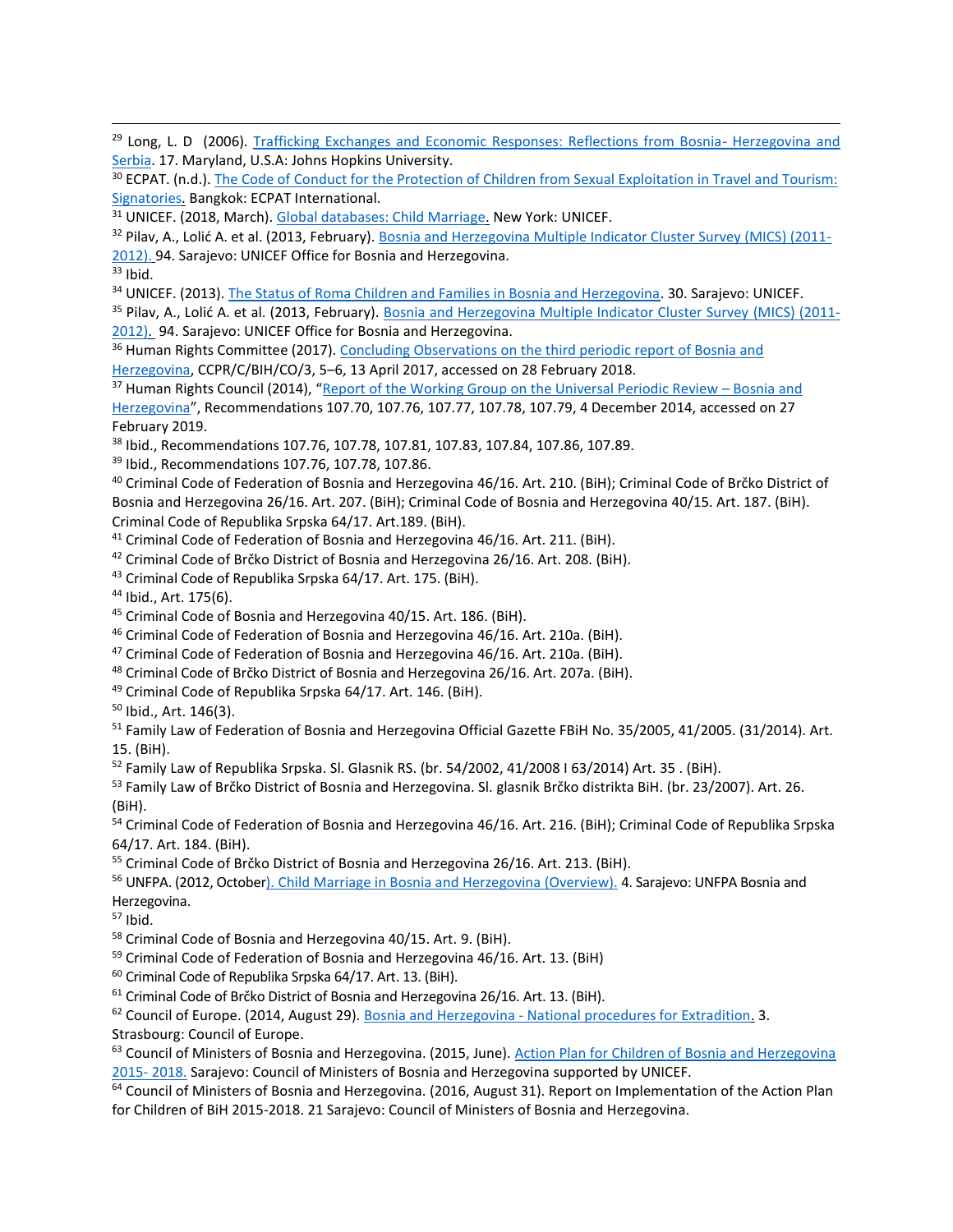[29] Long, L. D (2006). Trafficking Exchanges and Economic Responses: Reflections from Bosnia- Herzegovina and Serbia. 17. Maryland, U.S.A: Johns Hopkins University.

[30] ECPAT. (n.d.). The Code of Conduct for the Protection of Children from Sexual Exploitation in Travel and Tourism: Signatories. Bangkok: ECPAT International.

[31] UNICEF. (2018, March). Global databases: Child Marriage. New York: UNICEF.

[32] Pilav, A., Lolić A. et al. (2013, February). Bosnia and Herzegovina Multiple Indicator Cluster Survey (MICS) (2011-2012). 94. Sarajevo: UNICEF Office for Bosnia and Herzegovina.

[33] Ibid.

[34] UNICEF. (2013). The Status of Roma Children and Families in Bosnia and Herzegovina. 30. Sarajevo: UNICEF.

[35] Pilav, A., Lolić A. et al. (2013, February). Bosnia and Herzegovina Multiple Indicator Cluster Survey (MICS) (2011-2012). 94. Sarajevo: UNICEF Office for Bosnia and Herzegovina.

[36] Human Rights Committee (2017). Concluding Observations on the third periodic report of Bosnia and Herzegovina, CCPR/C/BIH/CO/3, 5–6, 13 April 2017, accessed on 28 February 2018.

[37] Human Rights Council (2014), "Report of the Working Group on the Universal Periodic Review – Bosnia and Herzegovina", Recommendations 107.70, 107.76, 107.77, 107.78, 107.79, 4 December 2014, accessed on 27 February 2019.

[38] Ibid., Recommendations 107.76, 107.78, 107.81, 107.83, 107.84, 107.86, 107.89.

[39] Ibid., Recommendations 107.76, 107.78, 107.86.

[40] Criminal Code of Federation of Bosnia and Herzegovina 46/16. Art. 210. (BiH); Criminal Code of Brčko District of Bosnia and Herzegovina 26/16. Art. 207. (BiH); Criminal Code of Bosnia and Herzegovina 40/15. Art. 187. (BiH). Criminal Code of Republika Srpska 64/17. Art.189. (BiH).

[41] Criminal Code of Federation of Bosnia and Herzegovina 46/16. Art. 211. (BiH).

[42] Criminal Code of Brčko District of Bosnia and Herzegovina 26/16. Art. 208. (BiH).

[43] Criminal Code of Republika Srpska 64/17. Art. 175. (BiH).

[44] Ibid., Art. 175(6).

[45] Criminal Code of Bosnia and Herzegovina 40/15. Art. 186. (BiH).

[46] Criminal Code of Federation of Bosnia and Herzegovina 46/16. Art. 210a. (BiH).

[47] Criminal Code of Federation of Bosnia and Herzegovina 46/16. Art. 210a. (BiH).

[48] Criminal Code of Brčko District of Bosnia and Herzegovina 26/16. Art. 207a. (BiH).

[49] Criminal Code of Republika Srpska 64/17. Art. 146. (BiH).

[50] Ibid., Art. 146(3).

[51] Family Law of Federation of Bosnia and Herzegovina Official Gazette FBiH No. 35/2005, 41/2005. (31/2014). Art. 15. (BiH).

[52] Family Law of Republika Srpska. Sl. Glasnik RS. (br. 54/2002, 41/2008 I 63/2014) Art. 35 . (BiH).

[53] Family Law of Brčko District of Bosnia and Herzegovina. Sl. glasnik Brčko distrikta BiH. (br. 23/2007). Art. 26. (BiH).

[54] Criminal Code of Federation of Bosnia and Herzegovina 46/16. Art. 216. (BiH); Criminal Code of Republika Srpska 64/17. Art. 184. (BiH).

[55] Criminal Code of Brčko District of Bosnia and Herzegovina 26/16. Art. 213. (BiH).

[56] UNFPA. (2012, October). Child Marriage in Bosnia and Herzegovina (Overview). 4. Sarajevo: UNFPA Bosnia and Herzegovina.

[57] Ibid.

[58] Criminal Code of Bosnia and Herzegovina 40/15. Art. 9. (BiH).

[59] Criminal Code of Federation of Bosnia and Herzegovina 46/16. Art. 13. (BiH)

[60] Criminal Code of Republika Srpska 64/17. Art. 13. (BiH).

[61] Criminal Code of Brčko District of Bosnia and Herzegovina 26/16. Art. 13. (BiH).

[62] Council of Europe. (2014, August 29). Bosnia and Herzegovina - National procedures for Extradition. 3. Strasbourg: Council of Europe.

[63] Council of Ministers of Bosnia and Herzegovina. (2015, June). Action Plan for Children of Bosnia and Herzegovina 2015- 2018. Sarajevo: Council of Ministers of Bosnia and Herzegovina supported by UNICEF.

[64] Council of Ministers of Bosnia and Herzegovina. (2016, August 31). Report on Implementation of the Action Plan for Children of BiH 2015-2018. 21 Sarajevo: Council of Ministers of Bosnia and Herzegovina.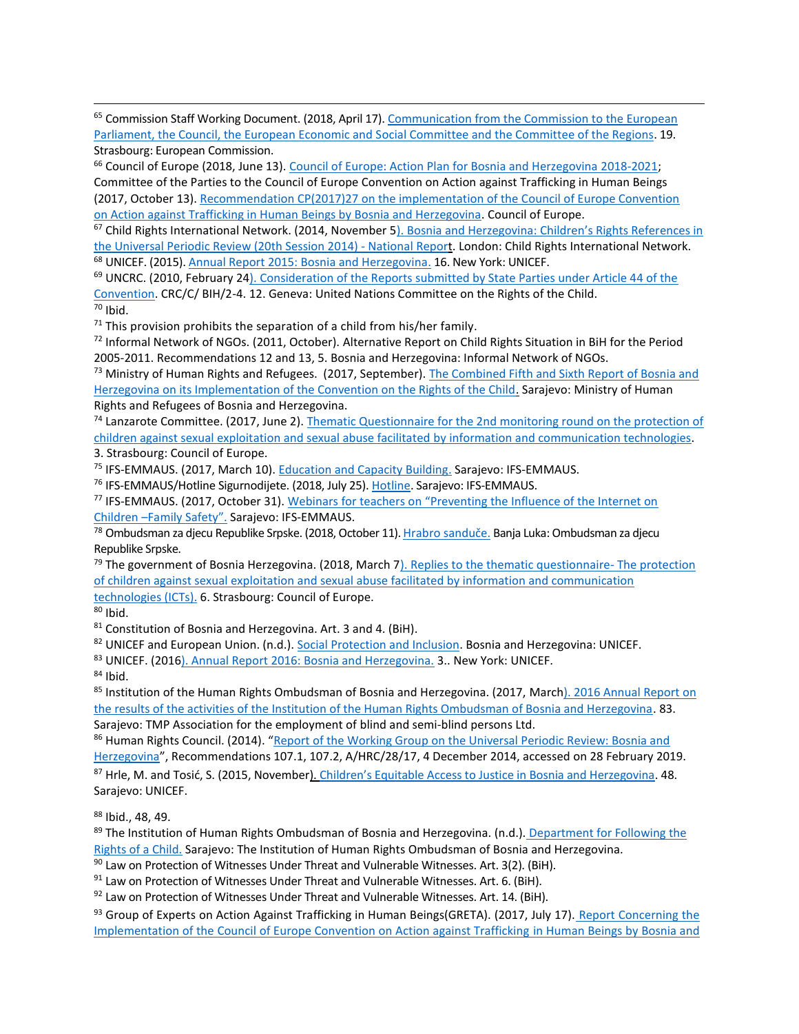[65] Commission Staff Working Document. (2018, April 17). Communication from the Commission to the European Parliament, the Council, the European Economic and Social Committee and the Committee of the Regions. 19. Strasbourg: European Commission.

[66] Council of Europe (2018, June 13). Council of Europe: Action Plan for Bosnia and Herzegovina 2018-2021; Committee of the Parties to the Council of Europe Convention on Action against Trafficking in Human Beings (2017, October 13). Recommendation CP(2017)27 on the implementation of the Council of Europe Convention on Action against Trafficking in Human Beings by Bosnia and Herzegovina. Council of Europe.

[67] Child Rights International Network. (2014, November 5). Bosnia and Herzegovina: Children's Rights References in the Universal Periodic Review (20th Session 2014) - National Report. London: Child Rights International Network.

[68] UNICEF. (2015). Annual Report 2015: Bosnia and Herzegovina. 16. New York: UNICEF.

[69] UNCRC. (2010, February 24). Consideration of the Reports submitted by State Parties under Article 44 of the Convention. CRC/C/ BIH/2-4. 12. Geneva: United Nations Committee on the Rights of the Child.

[70] Ibid.

[71] This provision prohibits the separation of a child from his/her family.

[72] Informal Network of NGOs. (2011, October). Alternative Report on Child Rights Situation in BiH for the Period 2005-2011. Recommendations 12 and 13, 5. Bosnia and Herzegovina: Informal Network of NGOs.

[73] Ministry of Human Rights and Refugees. (2017, September). The Combined Fifth and Sixth Report of Bosnia and Herzegovina on its Implementation of the Convention on the Rights of the Child. Sarajevo: Ministry of Human Rights and Refugees of Bosnia and Herzegovina.

[74] Lanzarote Committee. (2017, June 2). Thematic Questionnaire for the 2nd monitoring round on the protection of children against sexual exploitation and sexual abuse facilitated by information and communication technologies. 3. Strasbourg: Council of Europe.

[75] IFS-EMMAUS. (2017, March 10). Education and Capacity Building. Sarajevo: IFS-EMMAUS.

[76] IFS-EMMAUS/Hotline Sigurnodijete. (2018, July 25). Hotline. Sarajevo: IFS-EMMAUS.

[77] IFS-EMMAUS. (2017, October 31). Webinars for teachers on "Preventing the Influence of the Internet on Children –Family Safety". Sarajevo: IFS-EMMAUS.

[78] Ombudsman za djecu Republike Srpske. (2018, October 11). Hrabro sanduče. Banja Luka: Ombudsman za djecu Republike Srpske.

[79] The government of Bosnia Herzegovina. (2018, March 7). Replies to the thematic questionnaire- The protection of children against sexual exploitation and sexual abuse facilitated by information and communication technologies (ICTs). 6. Strasbourg: Council of Europe.

[80] Ibid.

[81] Constitution of Bosnia and Herzegovina. Art. 3 and 4. (BiH).

[82] UNICEF and European Union. (n.d.). Social Protection and Inclusion. Bosnia and Herzegovina: UNICEF.

[83] UNICEF. (2016). Annual Report 2016: Bosnia and Herzegovina. 3.. New York: UNICEF.

[84] Ibid.

[85] Institution of the Human Rights Ombudsman of Bosnia and Herzegovina. (2017, March). 2016 Annual Report on the results of the activities of the Institution of the Human Rights Ombudsman of Bosnia and Herzegovina. 83. Sarajevo: TMP Association for the employment of blind and semi-blind persons Ltd.

[86] Human Rights Council. (2014). "Report of the Working Group on the Universal Periodic Review: Bosnia and Herzegovina", Recommendations 107.1, 107.2, A/HRC/28/17, 4 December 2014, accessed on 28 February 2019.

[87] Hrle, M. and Tosić, S. (2015, November). Children's Equitable Access to Justice in Bosnia and Herzegovina. 48. Sarajevo: UNICEF.

[88] Ibid., 48, 49.

[89] The Institution of Human Rights Ombudsman of Bosnia and Herzegovina. (n.d.). Department for Following the Rights of a Child. Sarajevo: The Institution of Human Rights Ombudsman of Bosnia and Herzegovina.

[90] Law on Protection of Witnesses Under Threat and Vulnerable Witnesses. Art. 3(2). (BiH).

[91] Law on Protection of Witnesses Under Threat and Vulnerable Witnesses. Art. 6. (BiH).

[92] Law on Protection of Witnesses Under Threat and Vulnerable Witnesses. Art. 14. (BiH).

[93] Group of Experts on Action Against Trafficking in Human Beings(GRETA). (2017, July 17). Report Concerning the Implementation of the Council of Europe Convention on Action against Trafficking in Human Beings by Bosnia and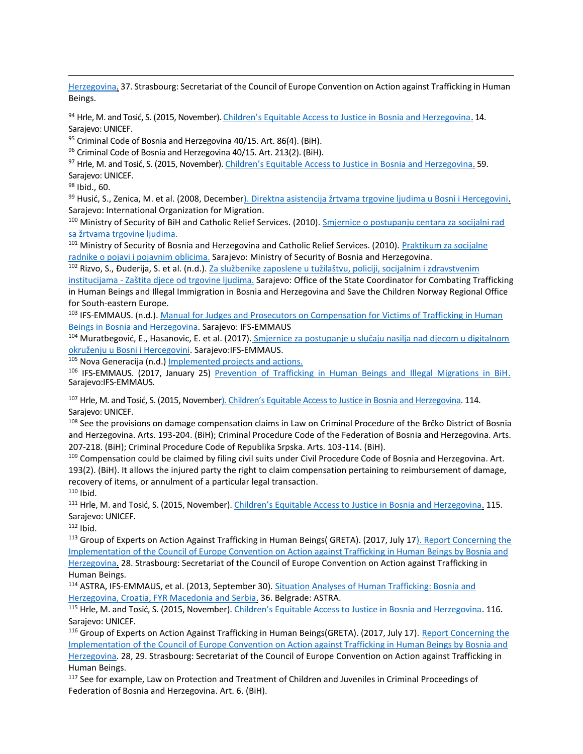Herzegovina. 37. Strasbourg: Secretariat of the Council of Europe Convention on Action against Trafficking in Human Beings.

[94] Hrle, M. and Tosić, S. (2015, November). Children's Equitable Access to Justice in Bosnia and Herzegovina. 14. Sarajevo: UNICEF.

[95] Criminal Code of Bosnia and Herzegovina 40/15. Art. 86(4). (BiH).

[96] Criminal Code of Bosnia and Herzegovina 40/15. Art. 213(2). (BiH).

[97] Hrle, M. and Tosić, S. (2015, November). Children's Equitable Access to Justice in Bosnia and Herzegovina. 59. Sarajevo: UNICEF.

[98] Ibid., 60.

[99] Husić, S., Zenica, M. et al. (2008, December). Direktna asistencija žrtvama trgovine ljudima u Bosni i Hercegovini. Sarajevo: International Organization for Migration.

[100] Ministry of Security of BiH and Catholic Relief Services. (2010). Smjernice o postupanju centara za socijalni rad sa žrtvama trgovine ljudima.

[101] Ministry of Security of Bosnia and Herzegovina and Catholic Relief Services. (2010). Praktikum za socijalne radnike o pojavi i pojavnim oblicima. Sarajevo: Ministry of Security of Bosnia and Herzegovina.

[102] Rizvo, S., Đuderija, S. et al. (n.d.). Za službenike zaposlene u tužilaštvu, policiji, socijalnim i zdravstvenim institucijama - Zaštita djece od trgovine ljudima. Sarajevo: Office of the State Coordinator for Combating Trafficking in Human Beings and Illegal Immigration in Bosnia and Herzegovina and Save the Children Norway Regional Office for South-eastern Europe.

[103] IFS-EMMAUS. (n.d.). Manual for Judges and Prosecutors on Compensation for Victims of Trafficking in Human Beings in Bosnia and Herzegovina. Sarajevo: IFS-EMMAUS

[104] Muratbegović, E., Hasanovic, E. et al. (2017). Smjernice za postupanje u slučaju nasilja nad djecom u digitalnom okruženju u Bosni i Hercegovini. Sarajevo:IFS-EMMAUS.

[105] Nova Generacija (n.d.) Implemented projects and actions.

[106] IFS-EMMAUS. (2017, January 25) Prevention of Trafficking in Human Beings and Illegal Migrations in BiH. Sarajevo:IFS-EMMAUS.

[107] Hrle, M. and Tosić, S. (2015, November). Children's Equitable Access to Justice in Bosnia and Herzegovina. 114. Sarajevo: UNICEF.

[108] See the provisions on damage compensation claims in Law on Criminal Procedure of the Brčko District of Bosnia and Herzegovina. Arts. 193-204. (BiH); Criminal Procedure Code of the Federation of Bosnia and Herzegovina. Arts. 207-218. (BiH); Criminal Procedure Code of Republika Srpska. Arts. 103-114. (BiH).

[109] Compensation could be claimed by filing civil suits under Civil Procedure Code of Bosnia and Herzegovina. Art. 193(2). (BiH). It allows the injured party the right to claim compensation pertaining to reimbursement of damage, recovery of items, or annulment of a particular legal transaction.

[110] Ibid.

[111] Hrle, M. and Tosić, S. (2015, November). Children's Equitable Access to Justice in Bosnia and Herzegovina. 115. Sarajevo: UNICEF.

[112] Ibid.

[113] Group of Experts on Action Against Trafficking in Human Beings( GRETA). (2017, July 17). Report Concerning the Implementation of the Council of Europe Convention on Action against Trafficking in Human Beings by Bosnia and Herzegovina. 28. Strasbourg: Secretariat of the Council of Europe Convention on Action against Trafficking in Human Beings.

[114] ASTRA, IFS-EMMAUS, et al. (2013, September 30). Situation Analyses of Human Trafficking: Bosnia and Herzegovina, Croatia, FYR Macedonia and Serbia. 36. Belgrade: ASTRA.

[115] Hrle, M. and Tosić, S. (2015, November). Children's Equitable Access to Justice in Bosnia and Herzegovina. 116. Sarajevo: UNICEF.

[116] Group of Experts on Action Against Trafficking in Human Beings(GRETA). (2017, July 17). Report Concerning the Implementation of the Council of Europe Convention on Action against Trafficking in Human Beings by Bosnia and Herzegovina. 28, 29. Strasbourg: Secretariat of the Council of Europe Convention on Action against Trafficking in Human Beings.

[117] See for example, Law on Protection and Treatment of Children and Juveniles in Criminal Proceedings of Federation of Bosnia and Herzegovina. Art. 6. (BiH).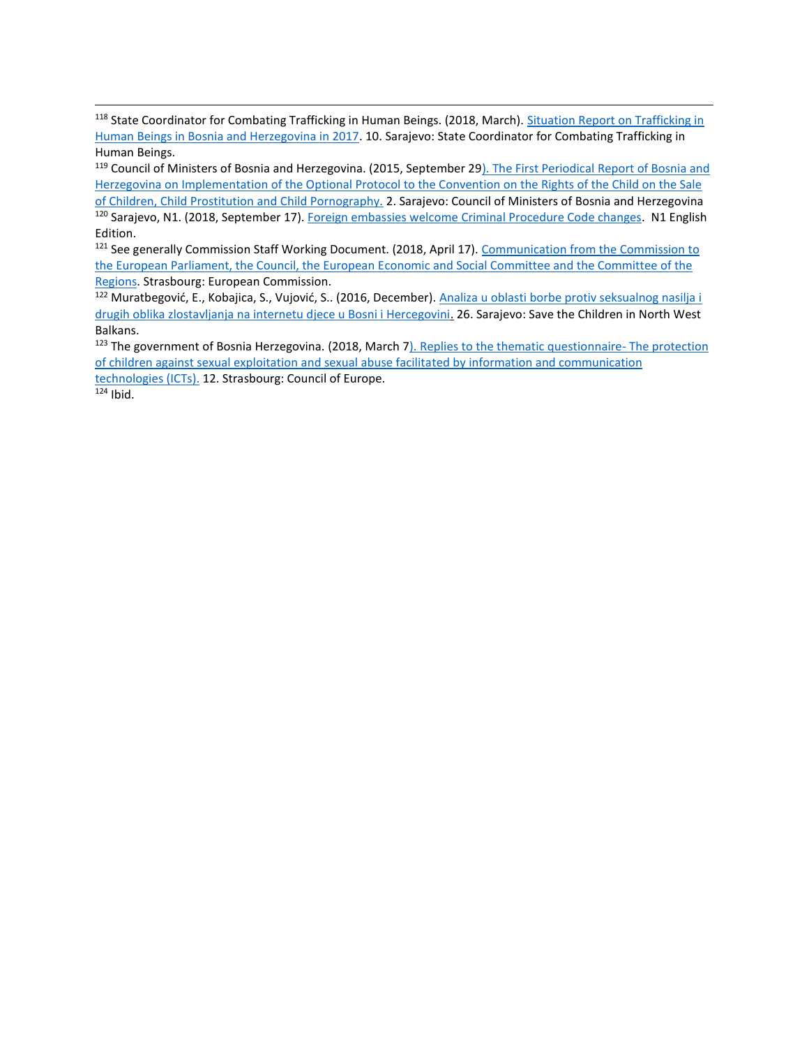[118] State Coordinator for Combating Trafficking in Human Beings. (2018, March). Situation Report on Trafficking in Human Beings in Bosnia and Herzegovina in 2017. 10. Sarajevo: State Coordinator for Combating Trafficking in Human Beings.

[119] Council of Ministers of Bosnia and Herzegovina. (2015, September 29). The First Periodical Report of Bosnia and Herzegovina on Implementation of the Optional Protocol to the Convention on the Rights of the Child on the Sale of Children, Child Prostitution and Child Pornography. 2. Sarajevo: Council of Ministers of Bosnia and Herzegovina

[120] Sarajevo, N1. (2018, September 17). Foreign embassies welcome Criminal Procedure Code changes. N1 English Edition.

[121] See generally Commission Staff Working Document. (2018, April 17). Communication from the Commission to the European Parliament, the Council, the European Economic and Social Committee and the Committee of the Regions. Strasbourg: European Commission.

[122] Muratbegović, E., Kobajica, S., Vujović, S.. (2016, December). Analiza u oblasti borbe protiv seksualnog nasilja i drugih oblika zlostavljanja na internetu djece u Bosni i Hercegovini. 26. Sarajevo: Save the Children in North West Balkans.

[123] The government of Bosnia Herzegovina. (2018, March 7). Replies to the thematic questionnaire- The protection of children against sexual exploitation and sexual abuse facilitated by information and communication technologies (ICTs). 12. Strasbourg: Council of Europe.

[124] Ibid.